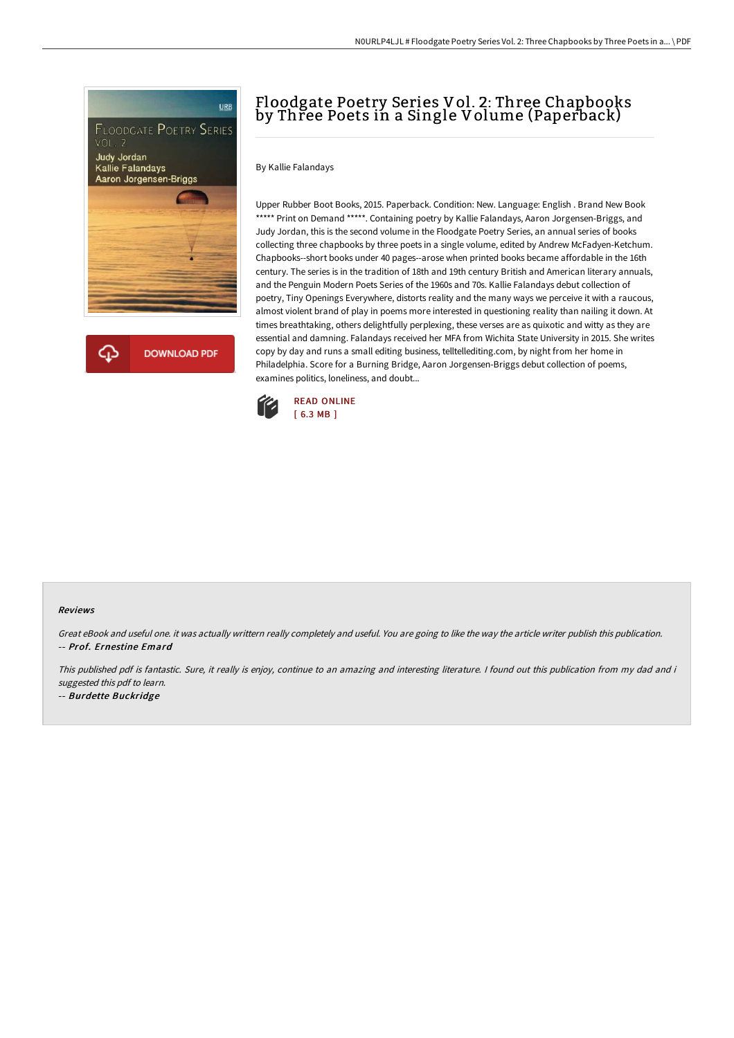# Floodgate Poetry Series Vol. 2: Three Chapbooks by Three Poets in a Single Volume (Paperback)

By Kallie Falandays

Upper Rubber Boot Books, 2015. Paperback. Condition: New. Language: English . Brand New Book ***** Print on Demand *****. Containing poetry by Kallie Falandays, Aaron Jorgensen-Briggs, and Judy Jordan, this is the second volume in the Floodgate Poetry Series, an annual series of books collecting three chapbooks by three poets in a single volume, edited by Andrew McFadyen-Ketchum. Chapbooks--short books under 40 pages--arose when printed books became affordable in the 16th century. The series is in the tradition of 18th and 19th century British and American literary annuals, and the Penguin Modern Poets Series of the 1960s and 70s. Kallie Falandays debut collection of poetry, Tiny Openings Everywhere, distorts reality and the many ways we perceive it with a raucous, almost violent brand of play in poems more interested in questioning reality than nailing it down. At times breathtaking, others delightfully perplexing, these verses are as quixotic and witty as they are essential and damning. Falandays received her MFA from Wichita State University in 2015. She writes copy by day and runs a small editing business, telltellediting.com, by night from her home in Philadelphia. Score for a Burning Bridge, Aaron Jorgensen-Briggs debut collection of poems, examines politics, loneliness, and doubt...

READ ONLINE
[ 6.3 MB ]

DOWNLOAD PDF

### Reviews

*Great eBook and useful one. it was actually writtern really completely and useful. You are going to like the way the article writer publish this publication.*
-- ***Prof. Ernestine Emard***

*This published pdf is fantastic. Sure, it really is enjoy, continue to an amazing and interesting literature. I found out this publication from my dad and i suggested this pdf to learn.*
-- ***Burdette Buckridge***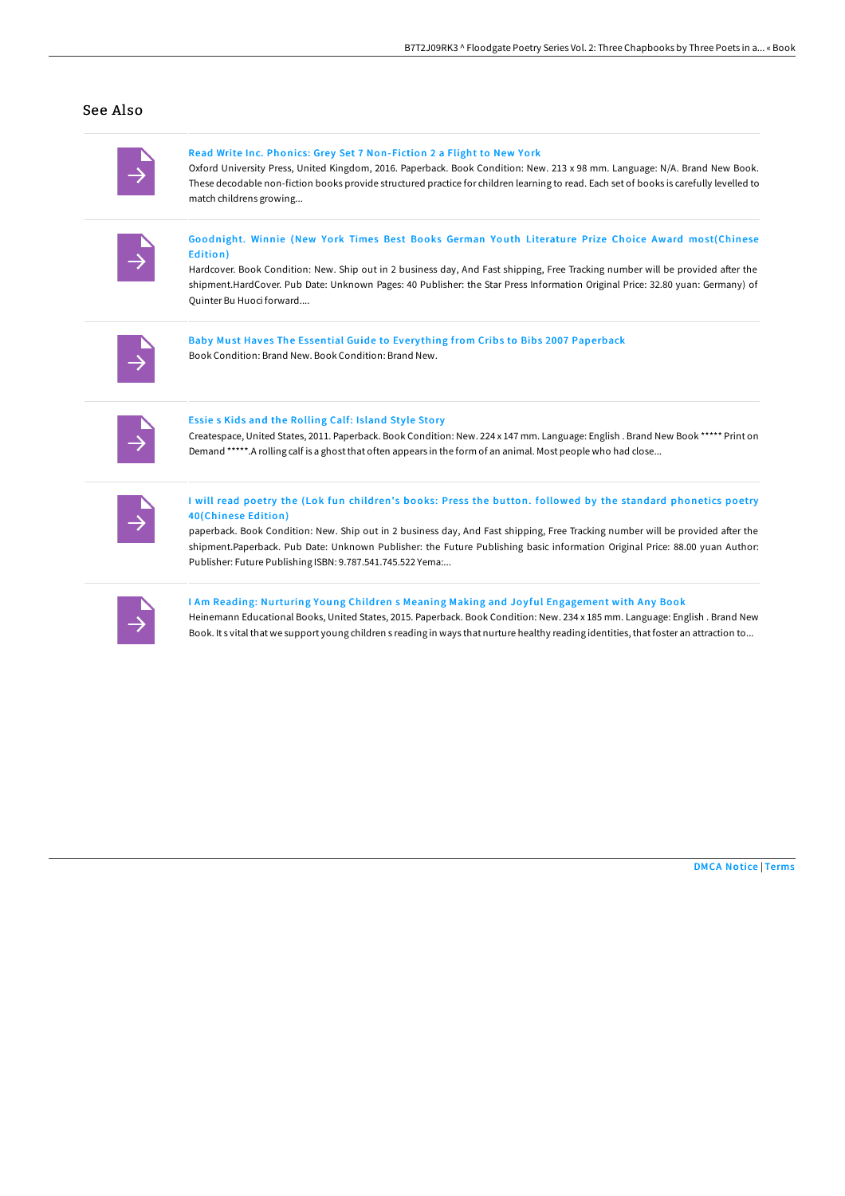## See Also

### Read Write Inc. Phonics: Grey Set 7 Non-Fiction 2 a Flight to New York

Oxford University Press, United Kingdom, 2016. Paperback. Book Condition: New. 213 x 98 mm. Language: N/A. Brand New Book. These decodable non-fiction books provide structured practice for children learning to read. Each set of books is carefully levelled to match childrens growing...

### Goodnight. Winnie (New York Times Best Books German Youth Literature Prize Choice Award most(Chinese Edition)

Hardcover. Book Condition: New. Ship out in 2 business day, And Fast shipping, Free Tracking number will be provided after the shipment.HardCover. Pub Date: Unknown Pages: 40 Publisher: the Star Press Information Original Price: 32.80 yuan: Germany) of Quinter Bu Huoci forward....

### Baby Must Haves The Essential Guide to Everything from Cribs to Bibs 2007 Paperback

Book Condition: Brand New. Book Condition: Brand New.

### Essie s Kids and the Rolling Calf: Island Style Story

Createspace, United States, 2011. Paperback. Book Condition: New. 224 x 147 mm. Language: English . Brand New Book ***** Print on Demand *****.A rolling calf is a ghost that often appears in the form of an animal. Most people who had close...

### I will read poetry the (Lok fun children's books: Press the button. followed by the standard phonetics poetry 40(Chinese Edition)

paperback. Book Condition: New. Ship out in 2 business day, And Fast shipping, Free Tracking number will be provided after the shipment.Paperback. Pub Date: Unknown Publisher: the Future Publishing basic information Original Price: 88.00 yuan Author: Publisher: Future Publishing ISBN: 9.787.541.745.522 Yema:...

### I Am Reading: Nurturing Young Children s Meaning Making and Joyful Engagement with Any Book

Heinemann Educational Books, United States, 2015. Paperback. Book Condition: New. 234 x 185 mm. Language: English . Brand New Book. It s vital that we support young children s reading in ways that nurture healthy reading identities, that foster an attraction to...

DMCA Notice | Terms